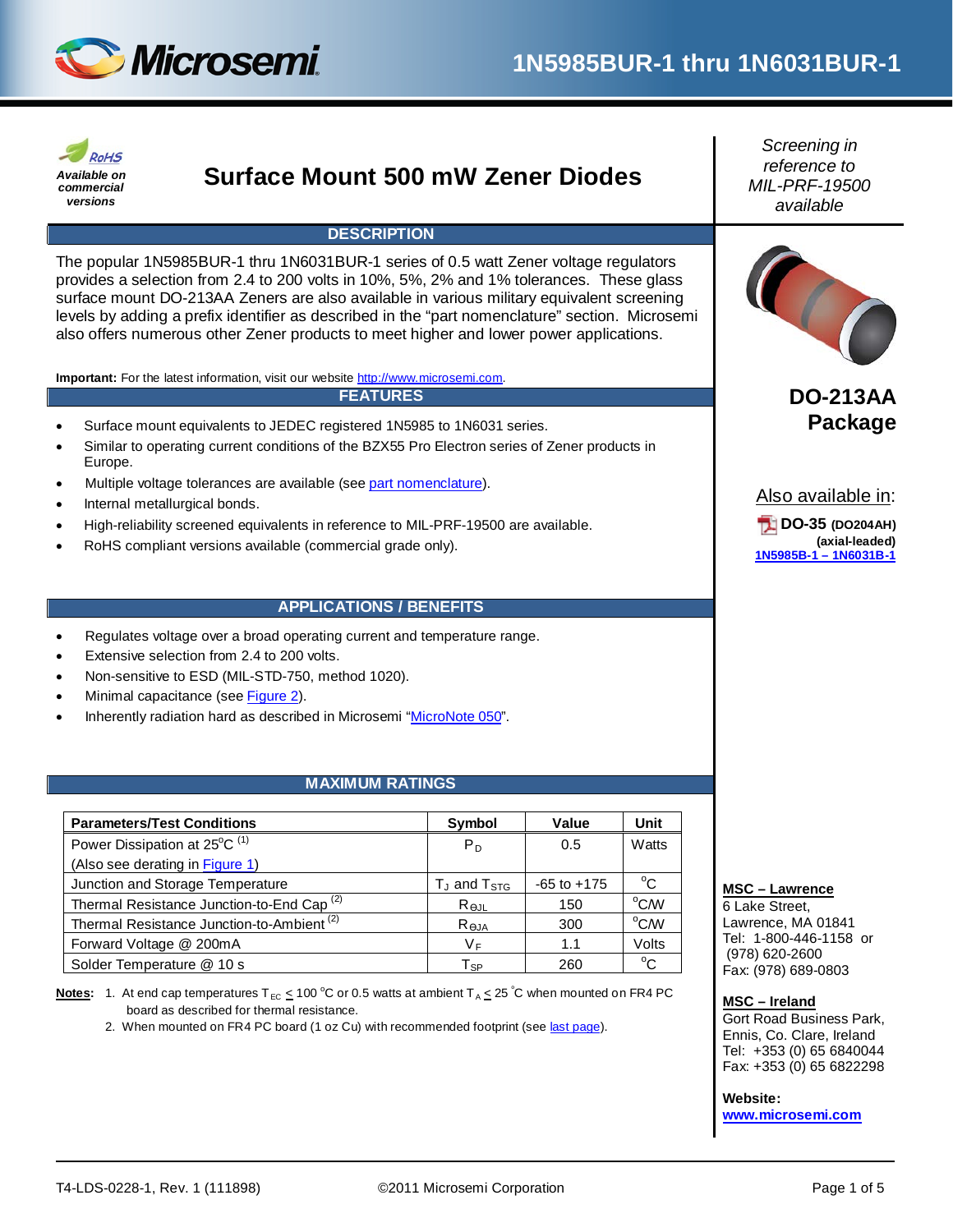# 1N5985BUR-1 thru 1N6031BUR-1

*Available on commercial versions*

## Surface Mount 500 mW Zener Diodes

*Screening in reference to MIL-PRF-19500 available*

### DESCRIPTION

The popular 1N5985BUR-1 thru 1N6031BUR-1 series of 0.5 watt Zener voltage regulators provides a selection from 2.4 to 200 volts in 10%, 5%, 2% and 1% tolerances. These glass surface mount DO-213AA Zeners are also available in various military equivalent screening levels by adding a prefix identifier as described in the "part nomenclature" section. Microsemi also offers numerous other Zener products to meet higher and lower power applications.

**Important:** For the latest information, visit our website http://www.microsemi.com.

### FEATURES

- Surface mount equivalents to JEDEC registered 1N5985 to 1N6031 series.
- Similar to operating current conditions of the BZX55 Pro Electron series of Zener products in Europe.
- Multiple voltage tolerances are available (see part nomenclature).
- Internal metallurgical bonds.
- High-reliability screened equivalents in reference to MIL-PRF-19500 are available.
- RoHS compliant versions available (commercial grade only).

**DO-213AA Package**

Also available in:

**DO-35** (DO204AH) (axial-leaded)
1N5985B-1 – 1N6031B-1

### APPLICATIONS / BENEFITS

- Regulates voltage over a broad operating current and temperature range.
- Extensive selection from 2.4 to 200 volts.
- Non-sensitive to ESD (MIL-STD-750, method 1020).
- Minimal capacitance (see Figure 2).
- Inherently radiation hard as described in Microsemi "MicroNote 050".

### MAXIMUM RATINGS

| Parameters/Test Conditions | Symbol | Value | Unit |
|---|---|---|---|
| Power Dissipation at 25°C [1] (Also see derating in Figure 1) | $P_D$ | 0.5 | Watts |
| Junction and Storage Temperature | $T_J$ and $T_{STG}$ | -65 to +175 | °C |
| Thermal Resistance Junction-to-End Cap [2] | $R_{\Theta JL}$ | 150 | °C/W |
| Thermal Resistance Junction-to-Ambient [2] | $R_{\Theta JA}$ | 300 | °C/W |
| Forward Voltage @ 200mA | $V_F$ | 1.1 | Volts |
| Solder Temperature @ 10 s | $T_{SP}$ | 260 | °C |

**Notes:**
1. At end cap temperatures $T_{EC} \leq 100$ °C or 0.5 watts at ambient $T_A \leq 25$ °C when mounted on FR4 PC board as described for thermal resistance.
2. When mounted on FR4 PC board (1 oz Cu) with recommended footprint (see last page).

**MSC – Lawrence**
6 Lake Street,
Lawrence, MA 01841
Tel: 1-800-446-1158 or (978) 620-2600
Fax: (978) 689-0803

**MSC – Ireland**
Gort Road Business Park,
Ennis, Co. Clare, Ireland
Tel: +353 (0) 65 6840044
Fax: +353 (0) 65 6822298

**Website:**
www.microsemi.com

T4-LDS-0228-1, Rev. 1 (111898) ©2011 Microsemi Corporation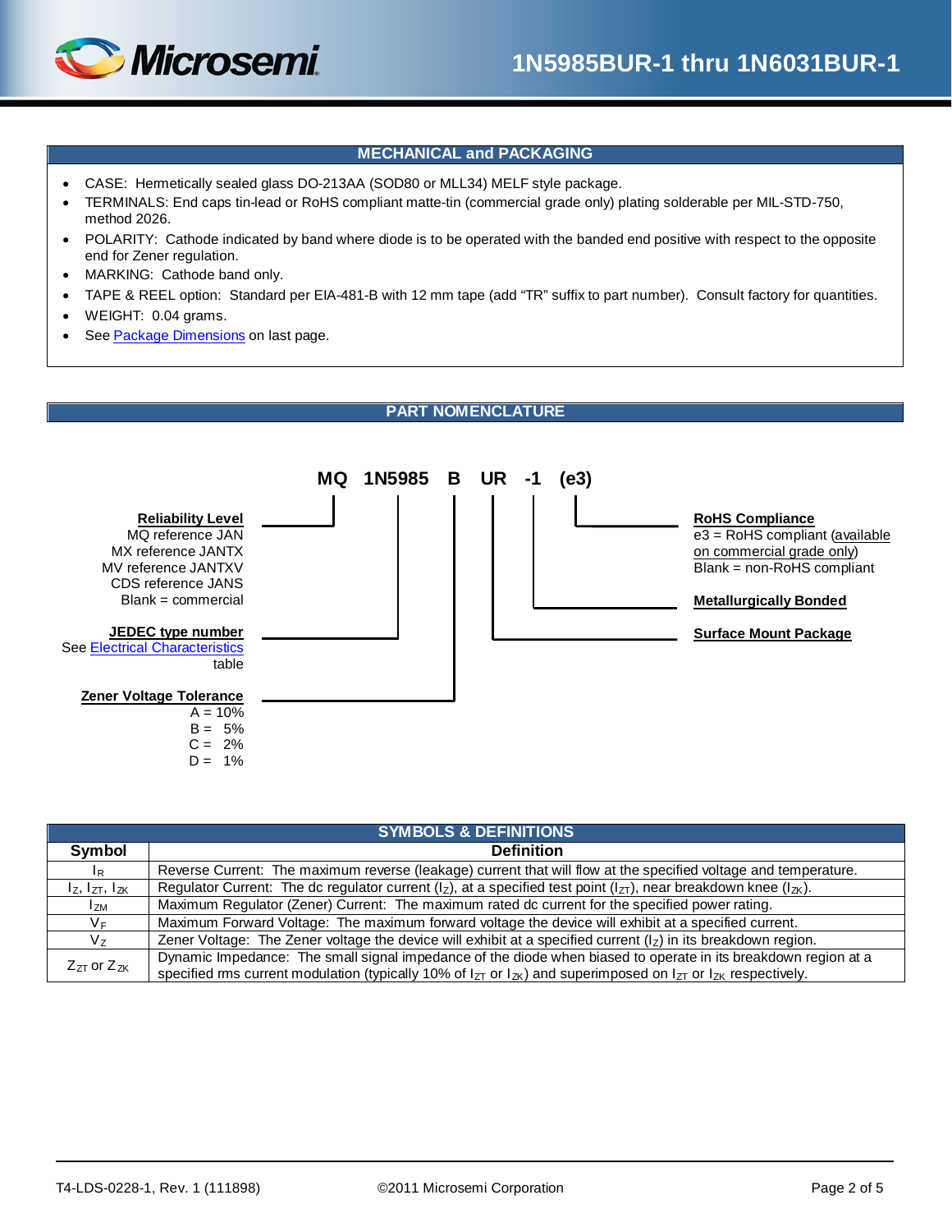## MECHANICAL and PACKAGING

- CASE: Hermetically sealed glass DO-213AA (SOD80 or MLL34) MELF style package.
- TERMINALS: End caps tin-lead or RoHS compliant matte-tin (commercial grade only) plating solderable per MIL-STD-750, method 2026.
- POLARITY: Cathode indicated by band where diode is to be operated with the banded end positive with respect to the opposite end for Zener regulation.
- MARKING: Cathode band only.
- TAPE & REEL option: Standard per EIA-481-B with 12 mm tape (add "TR" suffix to part number). Consult factory for quantities.
- WEIGHT: 0.04 grams.
- See Package Dimensions on last page.

## PART NOMENCLATURE

**MQ 1N5985 B UR -1 (e3)**

**Reliability Level** (MQ)
MQ reference JAN
MX reference JANTX
MV reference JANTXV
CDS reference JANS
Blank = commercial

**JEDEC type number** (1N5985)
See Electrical Characteristics table

**Zener Voltage Tolerance** (B)
A = 10%
B = 5%
C = 2%
D = 1%

**Surface Mount Package** (UR)

**Metallurgically Bonded** (-1)

**RoHS Compliance** (e3)
e3 = RoHS compliant (available on commercial grade only)
Blank = non-RoHS compliant

## SYMBOLS & DEFINITIONS

| Symbol | Definition |
|---|---|
| $I_R$ | Reverse Current: The maximum reverse (leakage) current that will flow at the specified voltage and temperature. |
| $I_Z$, $I_{ZT}$, $I_{ZK}$ | Regulator Current: The dc regulator current ($I_Z$), at a specified test point ($I_{ZT}$), near breakdown knee ($I_{ZK}$). |
| $I_{ZM}$ | Maximum Regulator (Zener) Current: The maximum rated dc current for the specified power rating. |
| $V_F$ | Maximum Forward Voltage: The maximum forward voltage the device will exhibit at a specified current. |
| $V_Z$ | Zener Voltage: The Zener voltage the device will exhibit at a specified current ($I_Z$) in its breakdown region. |
| $Z_{ZT}$ or $Z_{ZK}$ | Dynamic Impedance: The small signal impedance of the diode when biased to operate in its breakdown region at a specified rms current modulation (typically 10% of $I_{ZT}$ or $I_{ZK}$) and superimposed on $I_{ZT}$ or $I_{ZK}$ respectively. |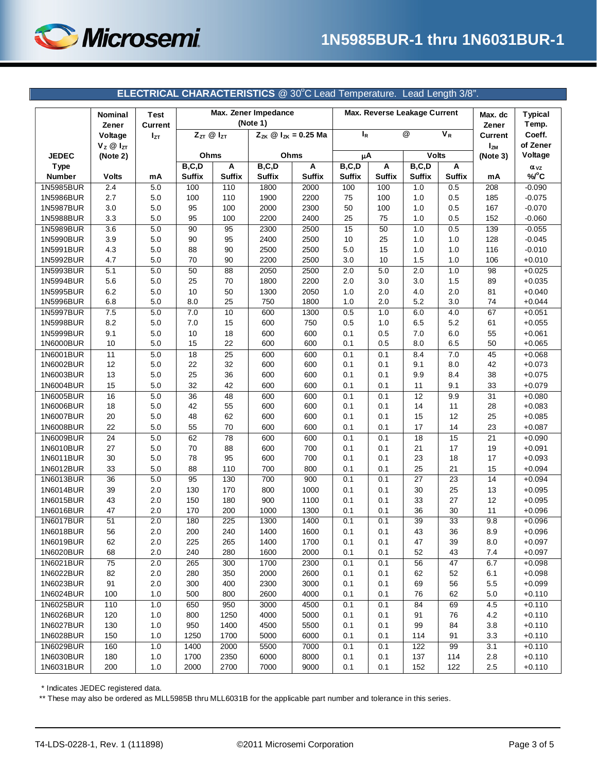## ELECTRICAL CHARACTERISTICS @ 30°C Lead Temperature. Lead Length 3/8".

| JEDEC Type Number | Nominal Zener Voltage $V_Z$ @ $I_{ZT}$ (Note 2) | Test Current $I_{ZT}$ | Max. Zener Impedance (Note 1) $Z_{ZT}$ @ $I_{ZT}$ Ohms | | Max. Zener Impedance (Note 1) $Z_{ZK}$ @ $I_{ZK}$ = 0.25 Ma Ohms | | Max. Reverse Leakage Current $I_R$ μA | | @ $V_R$ Volts | | Max. dc Zener Current $I_{ZM}$ (Note 3) | Typical Temp. Coeff. of Zener Voltage $\alpha_{VZ}$ |
|---|---|---|---|---|---|---|---|---|---|---|---|---|
| | Volts | mA | B,C,D Suffix | A Suffix | B,C,D Suffix | A Suffix | B,C,D Suffix | A Suffix | B,C,D Suffix | A Suffix | mA | %/°C |
| 1N5985BUR | 2.4 | 5.0 | 100 | 110 | 1800 | 2000 | 100 | 100 | 1.0 | 0.5 | 208 | -0.090 |
| 1N5986BUR | 2.7 | 5.0 | 100 | 110 | 1900 | 2200 | 75 | 100 | 1.0 | 0.5 | 185 | -0.075 |
| 1N5987BUR | 3.0 | 5.0 | 95 | 100 | 2000 | 2300 | 50 | 100 | 1.0 | 0.5 | 167 | -0.070 |
| 1N5988BUR | 3.3 | 5.0 | 95 | 100 | 2200 | 2400 | 25 | 75 | 1.0 | 0.5 | 152 | -0.060 |
| 1N5989BUR | 3.6 | 5.0 | 90 | 95 | 2300 | 2500 | 15 | 50 | 1.0 | 0.5 | 139 | -0.055 |
| 1N5990BUR | 3.9 | 5.0 | 90 | 95 | 2400 | 2500 | 10 | 25 | 1.0 | 1.0 | 128 | -0.045 |
| 1N5991BUR | 4.3 | 5.0 | 88 | 90 | 2500 | 2500 | 5.0 | 15 | 1.0 | 1.0 | 116 | -0.010 |
| 1N5992BUR | 4.7 | 5.0 | 70 | 90 | 2200 | 2500 | 3.0 | 10 | 1.5 | 1.0 | 106 | +0.010 |
| 1N5993BUR | 5.1 | 5.0 | 50 | 88 | 2050 | 2500 | 2.0 | 5.0 | 2.0 | 1.0 | 98 | +0.025 |
| 1N5994BUR | 5.6 | 5.0 | 25 | 70 | 1800 | 2200 | 2.0 | 3.0 | 3.0 | 1.5 | 89 | +0.035 |
| 1N5995BUR | 6.2 | 5.0 | 10 | 50 | 1300 | 2050 | 1.0 | 2.0 | 4.0 | 2.0 | 81 | +0.040 |
| 1N5996BUR | 6.8 | 5.0 | 8.0 | 25 | 750 | 1800 | 1.0 | 2.0 | 5.2 | 3.0 | 74 | +0.044 |
| 1N5997BUR | 7.5 | 5.0 | 7.0 | 10 | 600 | 1300 | 0.5 | 1.0 | 6.0 | 4.0 | 67 | +0.051 |
| 1N5998BUR | 8.2 | 5.0 | 7.0 | 15 | 600 | 750 | 0.5 | 1.0 | 6.5 | 5.2 | 61 | +0.055 |
| 1N5999BUR | 9.1 | 5.0 | 10 | 18 | 600 | 600 | 0.1 | 0.5 | 7.0 | 6.0 | 55 | +0.061 |
| 1N6000BUR | 10 | 5.0 | 15 | 22 | 600 | 600 | 0.1 | 0.5 | 8.0 | 6.5 | 50 | +0.065 |
| 1N6001BUR | 11 | 5.0 | 18 | 25 | 600 | 600 | 0.1 | 0.1 | 8.4 | 7.0 | 45 | +0.068 |
| 1N6002BUR | 12 | 5.0 | 22 | 32 | 600 | 600 | 0.1 | 0.1 | 9.1 | 8.0 | 42 | +0.073 |
| 1N6003BUR | 13 | 5.0 | 25 | 36 | 600 | 600 | 0.1 | 0.1 | 9.9 | 8.4 | 38 | +0.075 |
| 1N6004BUR | 15 | 5.0 | 32 | 42 | 600 | 600 | 0.1 | 0.1 | 11 | 9.1 | 33 | +0.079 |
| 1N6005BUR | 16 | 5.0 | 36 | 48 | 600 | 600 | 0.1 | 0.1 | 12 | 9.9 | 31 | +0.080 |
| 1N6006BUR | 18 | 5.0 | 42 | 55 | 600 | 600 | 0.1 | 0.1 | 14 | 11 | 28 | +0.083 |
| 1N6007BUR | 20 | 5.0 | 48 | 62 | 600 | 600 | 0.1 | 0.1 | 15 | 12 | 25 | +0.085 |
| 1N6008BUR | 22 | 5.0 | 55 | 70 | 600 | 600 | 0.1 | 0.1 | 17 | 14 | 23 | +0.087 |
| 1N6009BUR | 24 | 5.0 | 62 | 78 | 600 | 600 | 0.1 | 0.1 | 18 | 15 | 21 | +0.090 |
| 1N6010BUR | 27 | 5.0 | 70 | 88 | 600 | 700 | 0.1 | 0.1 | 21 | 17 | 19 | +0.091 |
| 1N6011BUR | 30 | 5.0 | 78 | 95 | 600 | 700 | 0.1 | 0.1 | 23 | 18 | 17 | +0.093 |
| 1N6012BUR | 33 | 5.0 | 88 | 110 | 700 | 800 | 0.1 | 0.1 | 25 | 21 | 15 | +0.094 |
| 1N6013BUR | 36 | 5.0 | 95 | 130 | 700 | 900 | 0.1 | 0.1 | 27 | 23 | 14 | +0.094 |
| 1N6014BUR | 39 | 2.0 | 130 | 170 | 800 | 1000 | 0.1 | 0.1 | 30 | 25 | 13 | +0.095 |
| 1N6015BUR | 43 | 2.0 | 150 | 180 | 900 | 1100 | 0.1 | 0.1 | 33 | 27 | 12 | +0.095 |
| 1N6016BUR | 47 | 2.0 | 170 | 200 | 1000 | 1300 | 0.1 | 0.1 | 36 | 30 | 11 | +0.096 |
| 1N6017BUR | 51 | 2.0 | 180 | 225 | 1300 | 1400 | 0.1 | 0.1 | 39 | 33 | 9.8 | +0.096 |
| 1N6018BUR | 56 | 2.0 | 200 | 240 | 1400 | 1600 | 0.1 | 0.1 | 43 | 36 | 8.9 | +0.096 |
| 1N6019BUR | 62 | 2.0 | 225 | 265 | 1400 | 1700 | 0.1 | 0.1 | 47 | 39 | 8.0 | +0.097 |
| 1N6020BUR | 68 | 2.0 | 240 | 280 | 1600 | 2000 | 0.1 | 0.1 | 52 | 43 | 7.4 | +0.097 |
| 1N6021BUR | 75 | 2.0 | 265 | 300 | 1700 | 2300 | 0.1 | 0.1 | 56 | 47 | 6.7 | +0.098 |
| 1N6022BUR | 82 | 2.0 | 280 | 350 | 2000 | 2600 | 0.1 | 0.1 | 62 | 52 | 6.1 | +0.098 |
| 1N6023BUR | 91 | 2.0 | 300 | 400 | 2300 | 3000 | 0.1 | 0.1 | 69 | 56 | 5.5 | +0.099 |
| 1N6024BUR | 100 | 1.0 | 500 | 800 | 2600 | 4000 | 0.1 | 0.1 | 76 | 62 | 5.0 | +0.110 |
| 1N6025BUR | 110 | 1.0 | 650 | 950 | 3000 | 4500 | 0.1 | 0.1 | 84 | 69 | 4.5 | +0.110 |
| 1N6026BUR | 120 | 1.0 | 800 | 1250 | 4000 | 5000 | 0.1 | 0.1 | 91 | 76 | 4.2 | +0.110 |
| 1N6027BUR | 130 | 1.0 | 950 | 1400 | 4500 | 5500 | 0.1 | 0.1 | 99 | 84 | 3.8 | +0.110 |
| 1N6028BUR | 150 | 1.0 | 1250 | 1700 | 5000 | 6000 | 0.1 | 0.1 | 114 | 91 | 3.3 | +0.110 |
| 1N6029BUR | 160 | 1.0 | 1400 | 2000 | 5500 | 7000 | 0.1 | 0.1 | 122 | 99 | 3.1 | +0.110 |
| 1N6030BUR | 180 | 1.0 | 1700 | 2350 | 6000 | 8000 | 0.1 | 0.1 | 137 | 114 | 2.8 | +0.110 |
| 1N6031BUR | 200 | 1.0 | 2000 | 2700 | 7000 | 9000 | 0.1 | 0.1 | 152 | 122 | 2.5 | +0.110 |

\* Indicates JEDEC registered data.

\*\* These may also be ordered as MLL5985B thru MLL6031B for the applicable part number and tolerance in this series.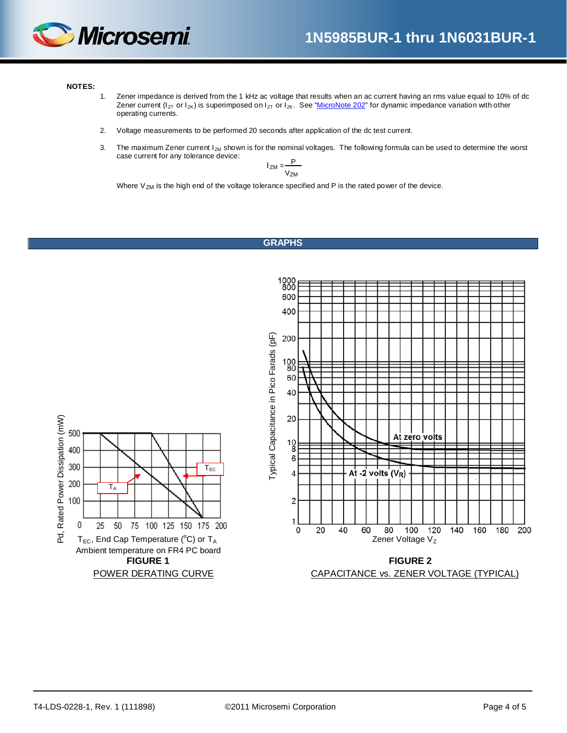**NOTES:**

1. Zener impedance is derived from the 1 kHz ac voltage that results when an ac current having an rms value equal to 10% of dc Zener current ($I_{ZT}$ or $I_{ZK}$) is superimposed on $I_{ZT}$ or $I_{ZK}$. See "MicroNote 202" for dynamic impedance variation with other operating currents.

2. Voltage measurements to be performed 20 seconds after application of the dc test current.

3. The maximum Zener current $I_{ZM}$ shown is for the nominal voltages. The following formula can be used to determine the worst case current for any tolerance device:

$$I_{ZM} = \frac{P}{V_{ZM}}$$

Where $V_{ZM}$ is the high end of the voltage tolerance specified and P is the rated power of the device.

## GRAPHS

Pd, Rated Power Dissipation (mW)

$T_{EC}$, End Cap Temperature (°C) or $T_A$ Ambient temperature on FR4 PC board

**FIGURE 1**

POWER DERATING CURVE

Typical Capacitance in Pico Farads (pF)

Zener Voltage $V_Z$

**FIGURE 2**

CAPACITANCE vs. ZENER VOLTAGE (TYPICAL)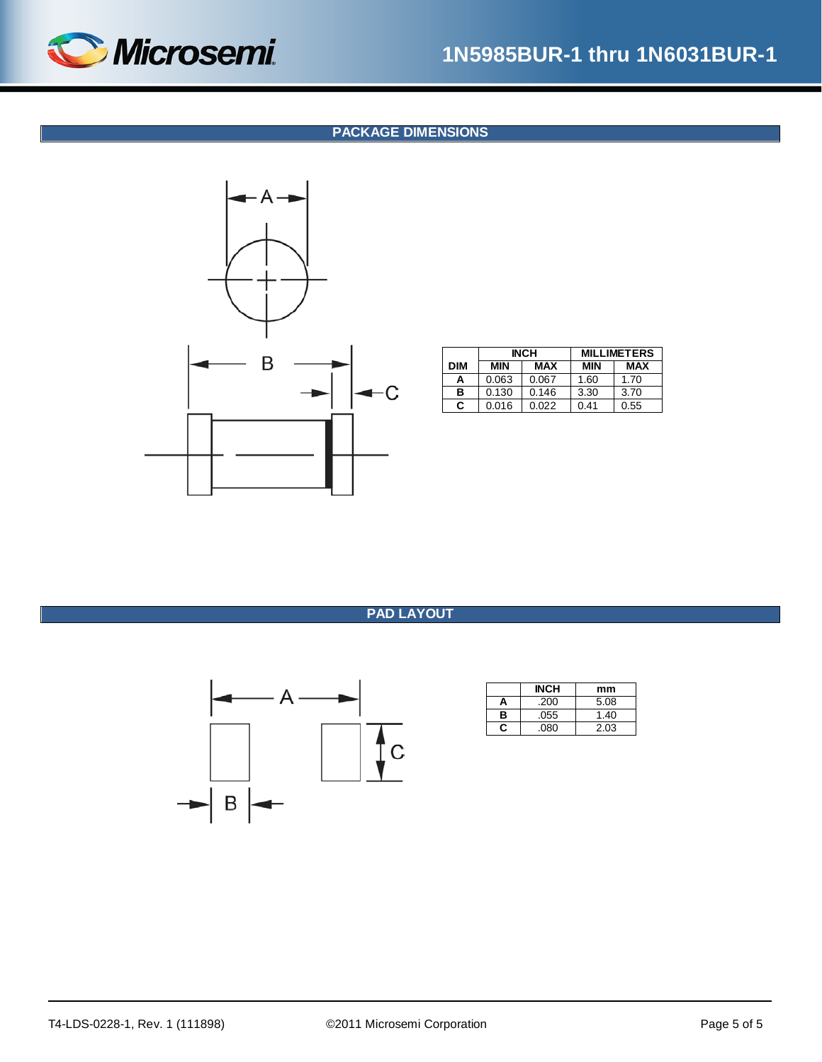## PACKAGE DIMENSIONS

| DIM | INCH | | MILLIMETERS | |
|---|---|---|---|---|
| | MIN | MAX | MIN | MAX |
| A | 0.063 | 0.067 | 1.60 | 1.70 |
| B | 0.130 | 0.146 | 3.30 | 3.70 |
| C | 0.016 | 0.022 | 0.41 | 0.55 |

## PAD LAYOUT

| | INCH | mm |
|---|---|---|
| A | .200 | 5.08 |
| B | .055 | 1.40 |
| C | .080 | 2.03 |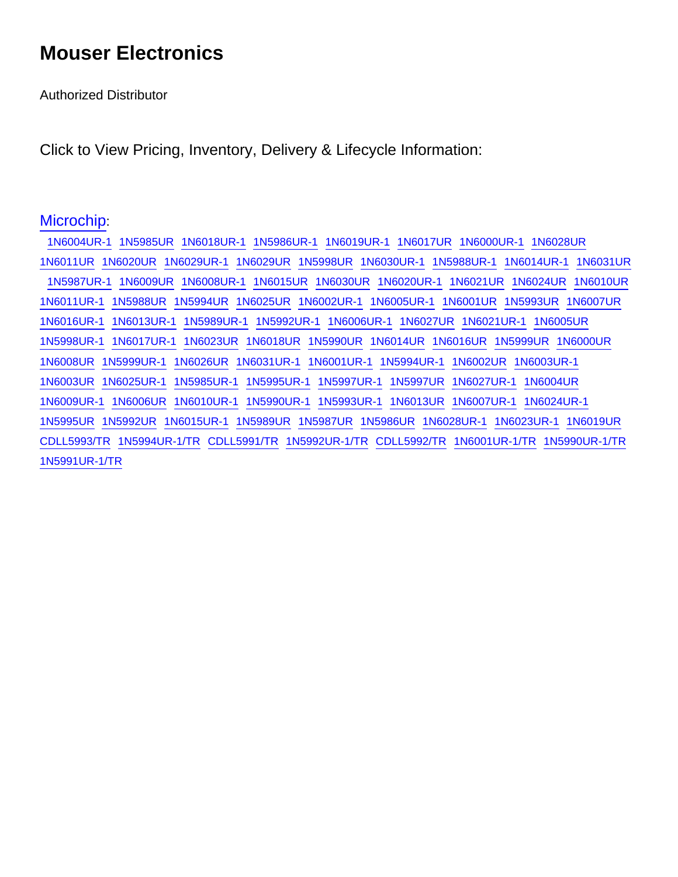# Mouser Electronics

Authorized Distributor

Click to View Pricing, Inventory, Delivery & Lifecycle Information:

Microchip:

1N6004UR-1 1N5985UR 1N6018UR-1 1N5986UR-1 1N6019UR-1 1N6017UR 1N6000UR-1 1N6028UR 1N6011UR 1N6020UR 1N6029UR-1 1N6029UR 1N5998UR 1N6030UR-1 1N5988UR-1 1N6014UR-1 1N6031UR 1N5987UR-1 1N6009UR 1N6008UR-1 1N6015UR 1N6030UR 1N6020UR-1 1N6021UR 1N6024UR 1N6010UR 1N6011UR-1 1N5988UR 1N5994UR 1N6025UR 1N6002UR-1 1N6005UR-1 1N6001UR 1N5993UR 1N6007UR 1N6016UR-1 1N6013UR-1 1N5989UR-1 1N5992UR-1 1N6006UR-1 1N6027UR 1N6021UR-1 1N6005UR 1N5998UR-1 1N6017UR-1 1N6023UR 1N6018UR 1N5990UR 1N6014UR 1N6016UR 1N5999UR 1N6000UR 1N6008UR 1N5999UR-1 1N6026UR 1N6031UR-1 1N6001UR-1 1N5994UR-1 1N6002UR 1N6003UR-1 1N6003UR 1N6025UR-1 1N5985UR-1 1N5995UR-1 1N5997UR-1 1N5997UR 1N6027UR-1 1N6004UR 1N6009UR-1 1N6006UR 1N6010UR-1 1N5990UR-1 1N5993UR-1 1N6013UR 1N6007UR-1 1N6024UR-1 1N5995UR 1N5992UR 1N6015UR-1 1N5989UR 1N5987UR 1N5986UR 1N6028UR-1 1N6023UR-1 1N6019UR CDLL5993/TR 1N5994UR-1/TR CDLL5991/TR 1N5992UR-1/TR CDLL5992/TR 1N6001UR-1/TR 1N5990UR-1/TR 1N5991UR-1/TR